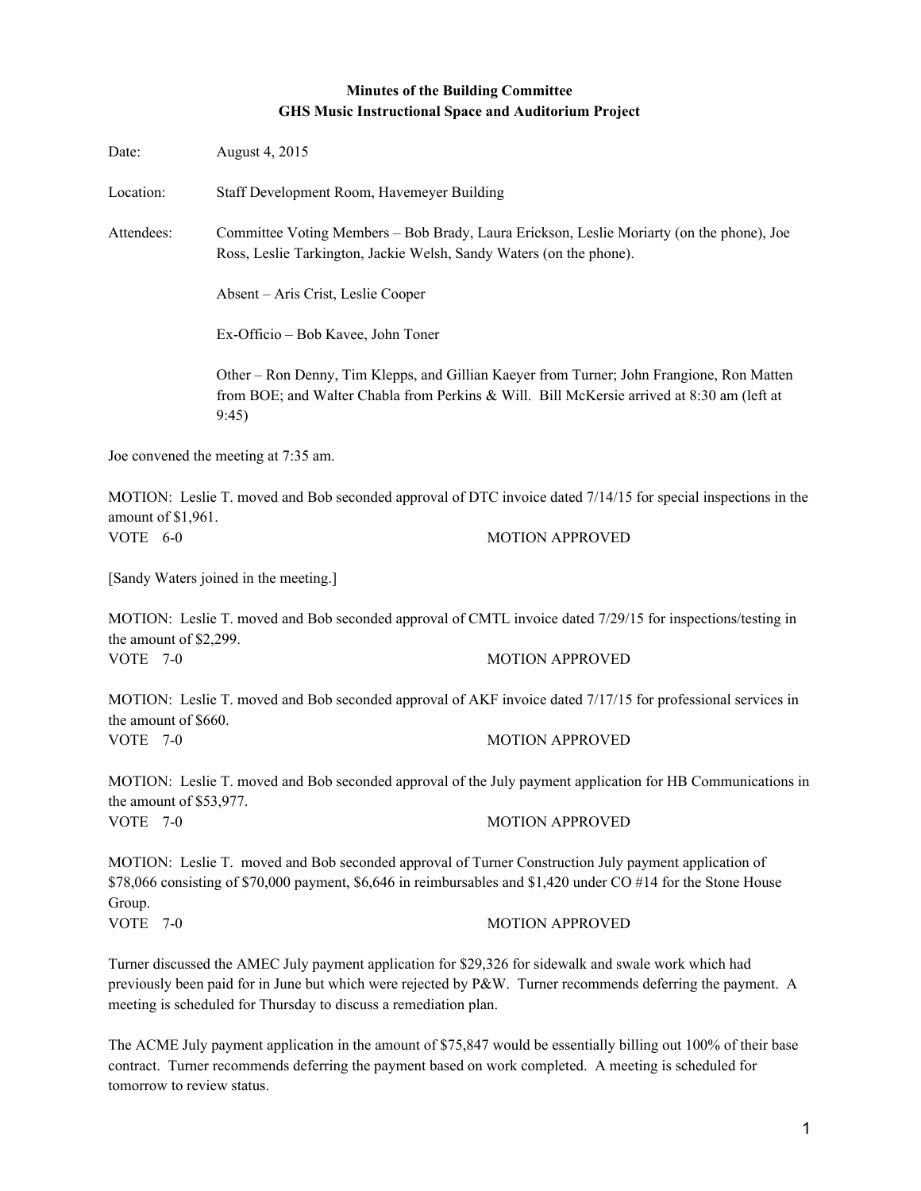**Minutes of the Building Committee**
**GHS Music Instructional Space and Auditorium Project**

Date: August 4, 2015

Location: Staff Development Room, Havemeyer Building

Attendees: Committee Voting Members – Bob Brady, Laura Erickson, Leslie Moriarty (on the phone), Joe Ross, Leslie Tarkington, Jackie Welsh, Sandy Waters (on the phone).

Absent – Aris Crist, Leslie Cooper

Ex-Officio – Bob Kavee, John Toner

Other – Ron Denny, Tim Klepps, and Gillian Kaeyer from Turner; John Frangione, Ron Matten from BOE; and Walter Chabla from Perkins & Will. Bill McKersie arrived at 8:30 am (left at 9:45)

Joe convened the meeting at 7:35 am.

MOTION: Leslie T. moved and Bob seconded approval of DTC invoice dated 7/14/15 for special inspections in the amount of $1,961.
VOTE 6-0 MOTION APPROVED

[Sandy Waters joined in the meeting.]

MOTION: Leslie T. moved and Bob seconded approval of CMTL invoice dated 7/29/15 for inspections/testing in the amount of $2,299.
VOTE 7-0 MOTION APPROVED

MOTION: Leslie T. moved and Bob seconded approval of AKF invoice dated 7/17/15 for professional services in the amount of $660.
VOTE 7-0 MOTION APPROVED

MOTION: Leslie T. moved and Bob seconded approval of the July payment application for HB Communications in the amount of $53,977.
VOTE 7-0 MOTION APPROVED

MOTION: Leslie T. moved and Bob seconded approval of Turner Construction July payment application of $78,066 consisting of $70,000 payment, $6,646 in reimbursables and $1,420 under CO #14 for the Stone House Group.
VOTE 7-0 MOTION APPROVED

Turner discussed the AMEC July payment application for $29,326 for sidewalk and swale work which had previously been paid for in June but which were rejected by P&W. Turner recommends deferring the payment. A meeting is scheduled for Thursday to discuss a remediation plan.

The ACME July payment application in the amount of $75,847 would be essentially billing out 100% of their base contract. Turner recommends deferring the payment based on work completed. A meeting is scheduled for tomorrow to review status.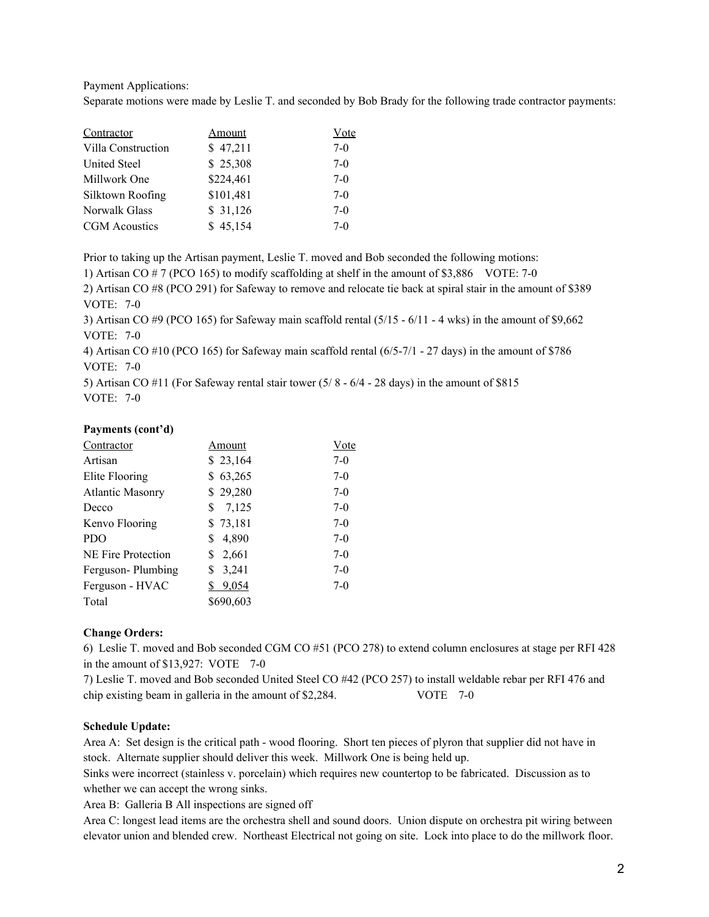Payment Applications:
Separate motions were made by Leslie T. and seconded by Bob Brady for the following trade contractor payments:

| Contractor | Amount | Vote |
|---|---|---|
| Villa Construction | $ 47,211 | 7-0 |
| United Steel | $ 25,308 | 7-0 |
| Millwork One | $224,461 | 7-0 |
| Silktown Roofing | $101,481 | 7-0 |
| Norwalk Glass | $ 31,126 | 7-0 |
| CGM Acoustics | $ 45,154 | 7-0 |

Prior to taking up the Artisan payment, Leslie T. moved and Bob seconded the following motions:

1) Artisan CO # 7 (PCO 165) to modify scaffolding at shelf in the amount of $3,886 VOTE: 7-0
2) Artisan CO #8 (PCO 291) for Safeway to remove and relocate tie back at spiral stair in the amount of $389 VOTE: 7-0
3) Artisan CO #9 (PCO 165) for Safeway main scaffold rental (5/15 - 6/11 - 4 wks) in the amount of $9,662 VOTE: 7-0
4) Artisan CO #10 (PCO 165) for Safeway main scaffold rental (6/5-7/1 - 27 days) in the amount of $786 VOTE: 7-0
5) Artisan CO #11 (For Safeway rental stair tower (5/ 8 - 6/4 - 28 days) in the amount of $815 VOTE: 7-0

**Payments (cont'd)**

| Contractor | Amount | Vote |
|---|---|---|
| Artisan | $ 23,164 | 7-0 |
| Elite Flooring | $ 63,265 | 7-0 |
| Atlantic Masonry | $ 29,280 | 7-0 |
| Decco | $ 7,125 | 7-0 |
| Kenvo Flooring | $ 73,181 | 7-0 |
| PDO | $ 4,890 | 7-0 |
| NE Fire Protection | $ 2,661 | 7-0 |
| Ferguson- Plumbing | $ 3,241 | 7-0 |
| Ferguson - HVAC | $ 9,054 | 7-0 |
| Total | $690,603 | |

**Change Orders:**

6) Leslie T. moved and Bob seconded CGM CO #51 (PCO 278) to extend column enclosures at stage per RFI 428 in the amount of $13,927: VOTE 7-0
7) Leslie T. moved and Bob seconded United Steel CO #42 (PCO 257) to install weldable rebar per RFI 476 and chip existing beam in galleria in the amount of $2,284. VOTE 7-0

**Schedule Update:**

Area A: Set design is the critical path - wood flooring. Short ten pieces of plyron that supplier did not have in stock. Alternate supplier should deliver this week. Millwork One is being held up.

Sinks were incorrect (stainless v. porcelain) which requires new countertop to be fabricated. Discussion as to whether we can accept the wrong sinks.

Area B: Galleria B All inspections are signed off

Area C: longest lead items are the orchestra shell and sound doors. Union dispute on orchestra pit wiring between elevator union and blended crew. Northeast Electrical not going on site. Lock into place to do the millwork floor.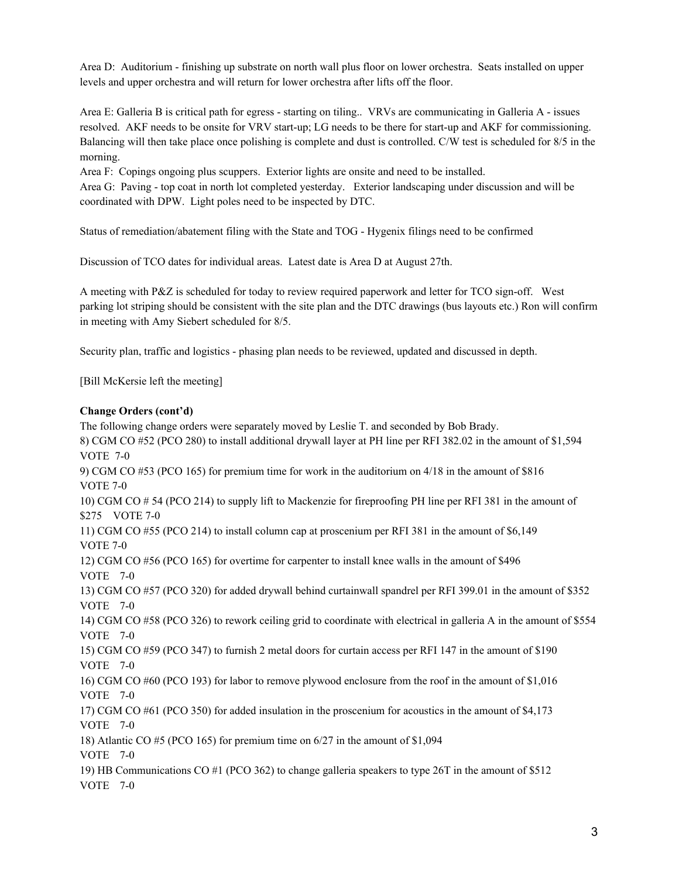Area D: Auditorium - finishing up substrate on north wall plus floor on lower orchestra. Seats installed on upper levels and upper orchestra and will return for lower orchestra after lifts off the floor.

Area E: Galleria B is critical path for egress - starting on tiling.. VRVs are communicating in Galleria A - issues resolved. AKF needs to be onsite for VRV start-up; LG needs to be there for start-up and AKF for commissioning. Balancing will then take place once polishing is complete and dust is controlled. C/W test is scheduled for 8/5 in the morning.

Area F: Copings ongoing plus scuppers. Exterior lights are onsite and need to be installed.

Area G: Paving - top coat in north lot completed yesterday. Exterior landscaping under discussion and will be coordinated with DPW. Light poles need to be inspected by DTC.

Status of remediation/abatement filing with the State and TOG - Hygenix filings need to be confirmed

Discussion of TCO dates for individual areas. Latest date is Area D at August 27th.

A meeting with P&Z is scheduled for today to review required paperwork and letter for TCO sign-off. West parking lot striping should be consistent with the site plan and the DTC drawings (bus layouts etc.) Ron will confirm in meeting with Amy Siebert scheduled for 8/5.

Security plan, traffic and logistics - phasing plan needs to be reviewed, updated and discussed in depth.

[Bill McKersie left the meeting]

**Change Orders (cont'd)**

The following change orders were separately moved by Leslie T. and seconded by Bob Brady.

8) CGM CO #52 (PCO 280) to install additional drywall layer at PH line per RFI 382.02 in the amount of $1,594
VOTE 7-0

9) CGM CO #53 (PCO 165) for premium time for work in the auditorium on 4/18 in the amount of $816
VOTE 7-0

10) CGM CO # 54 (PCO 214) to supply lift to Mackenzie for fireproofing PH line per RFI 381 in the amount of $275 VOTE 7-0

11) CGM CO #55 (PCO 214) to install column cap at proscenium per RFI 381 in the amount of $6,149
VOTE 7-0

12) CGM CO #56 (PCO 165) for overtime for carpenter to install knee walls in the amount of $496
VOTE 7-0

13) CGM CO #57 (PCO 320) for added drywall behind curtainwall spandrel per RFI 399.01 in the amount of $352
VOTE 7-0

14) CGM CO #58 (PCO 326) to rework ceiling grid to coordinate with electrical in galleria A in the amount of $554
VOTE 7-0

15) CGM CO #59 (PCO 347) to furnish 2 metal doors for curtain access per RFI 147 in the amount of $190
VOTE 7-0

16) CGM CO #60 (PCO 193) for labor to remove plywood enclosure from the roof in the amount of $1,016
VOTE 7-0

17) CGM CO #61 (PCO 350) for added insulation in the proscenium for acoustics in the amount of $4,173
VOTE 7-0

18) Atlantic CO #5 (PCO 165) for premium time on 6/27 in the amount of $1,094
VOTE 7-0

19) HB Communications CO #1 (PCO 362) to change galleria speakers to type 26T in the amount of $512
VOTE 7-0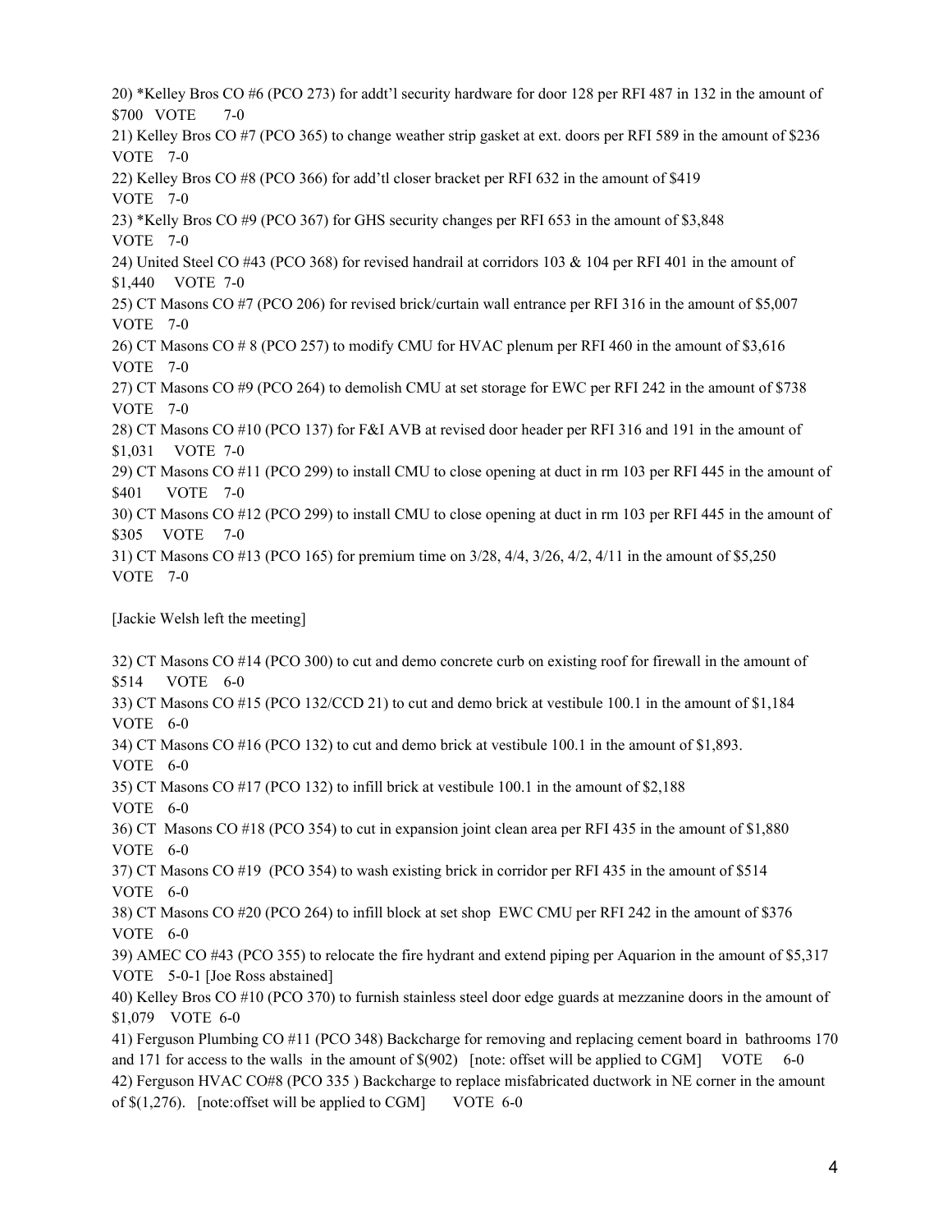20) *Kelley Bros CO #6 (PCO 273) for addt'l security hardware for door 128 per RFI 487 in 132 in the amount of $700 VOTE 7-0

21) Kelley Bros CO #7 (PCO 365) to change weather strip gasket at ext. doors per RFI 589 in the amount of $236 VOTE 7-0

22) Kelley Bros CO #8 (PCO 366) for add'tl closer bracket per RFI 632 in the amount of $419 VOTE 7-0

23) *Kelly Bros CO #9 (PCO 367) for GHS security changes per RFI 653 in the amount of $3,848 VOTE 7-0

24) United Steel CO #43 (PCO 368) for revised handrail at corridors 103 & 104 per RFI 401 in the amount of $1,440 VOTE 7-0

25) CT Masons CO #7 (PCO 206) for revised brick/curtain wall entrance per RFI 316 in the amount of $5,007 VOTE 7-0

26) CT Masons CO # 8 (PCO 257) to modify CMU for HVAC plenum per RFI 460 in the amount of $3,616 VOTE 7-0

27) CT Masons CO #9 (PCO 264) to demolish CMU at set storage for EWC per RFI 242 in the amount of $738 VOTE 7-0

28) CT Masons CO #10 (PCO 137) for F&I AVB at revised door header per RFI 316 and 191 in the amount of $1,031 VOTE 7-0

29) CT Masons CO #11 (PCO 299) to install CMU to close opening at duct in rm 103 per RFI 445 in the amount of $401 VOTE 7-0

30) CT Masons CO #12 (PCO 299) to install CMU to close opening at duct in rm 103 per RFI 445 in the amount of $305 VOTE 7-0

31) CT Masons CO #13 (PCO 165) for premium time on 3/28, 4/4, 3/26, 4/2, 4/11 in the amount of $5,250 VOTE 7-0

[Jackie Welsh left the meeting]

32) CT Masons CO #14 (PCO 300) to cut and demo concrete curb on existing roof for firewall in the amount of $514 VOTE 6-0

33) CT Masons CO #15 (PCO 132/CCD 21) to cut and demo brick at vestibule 100.1 in the amount of $1,184 VOTE 6-0

34) CT Masons CO #16 (PCO 132) to cut and demo brick at vestibule 100.1 in the amount of $1,893. VOTE 6-0

35) CT Masons CO #17 (PCO 132) to infill brick at vestibule 100.1 in the amount of $2,188 VOTE 6-0

36) CT Masons CO #18 (PCO 354) to cut in expansion joint clean area per RFI 435 in the amount of $1,880 VOTE 6-0

37) CT Masons CO #19 (PCO 354) to wash existing brick in corridor per RFI 435 in the amount of $514 VOTE 6-0

38) CT Masons CO #20 (PCO 264) to infill block at set shop EWC CMU per RFI 242 in the amount of $376 VOTE 6-0

39) AMEC CO #43 (PCO 355) to relocate the fire hydrant and extend piping per Aquarion in the amount of $5,317 VOTE 5-0-1 [Joe Ross abstained]

40) Kelley Bros CO #10 (PCO 370) to furnish stainless steel door edge guards at mezzanine doors in the amount of $1,079 VOTE 6-0

41) Ferguson Plumbing CO #11 (PCO 348) Backcharge for removing and replacing cement board in bathrooms 170 and 171 for access to the walls in the amount of $(902) [note: offset will be applied to CGM] VOTE 6-0

42) Ferguson HVAC CO#8 (PCO 335 ) Backcharge to replace misfabricated ductwork in NE corner in the amount of $(1,276). [note:offset will be applied to CGM] VOTE 6-0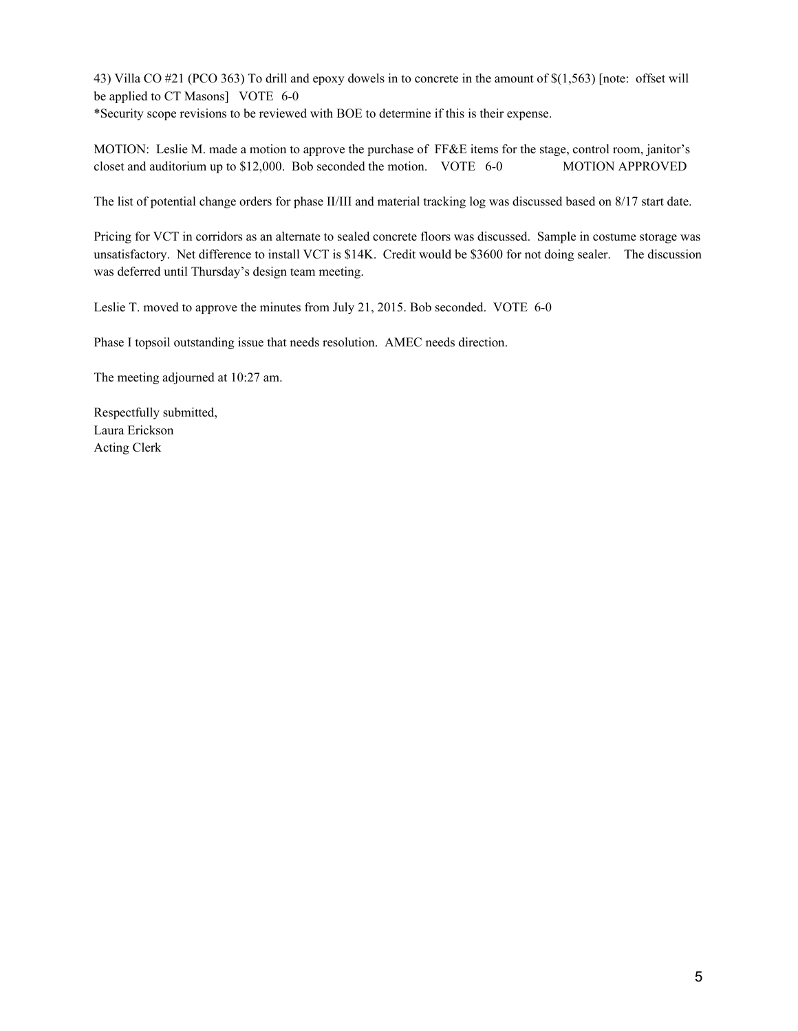43) Villa CO #21 (PCO 363) To drill and epoxy dowels in to concrete in the amount of $(1,563) [note: offset will be applied to CT Masons] VOTE 6-0
*Security scope revisions to be reviewed with BOE to determine if this is their expense.

MOTION: Leslie M. made a motion to approve the purchase of FF&E items for the stage, control room, janitor's closet and auditorium up to $12,000. Bob seconded the motion. VOTE 6-0 MOTION APPROVED

The list of potential change orders for phase II/III and material tracking log was discussed based on 8/17 start date.

Pricing for VCT in corridors as an alternate to sealed concrete floors was discussed. Sample in costume storage was unsatisfactory. Net difference to install VCT is $14K. Credit would be $3600 for not doing sealer. The discussion was deferred until Thursday's design team meeting.

Leslie T. moved to approve the minutes from July 21, 2015. Bob seconded. VOTE 6-0

Phase I topsoil outstanding issue that needs resolution. AMEC needs direction.

The meeting adjourned at 10:27 am.

Respectfully submitted,
Laura Erickson
Acting Clerk